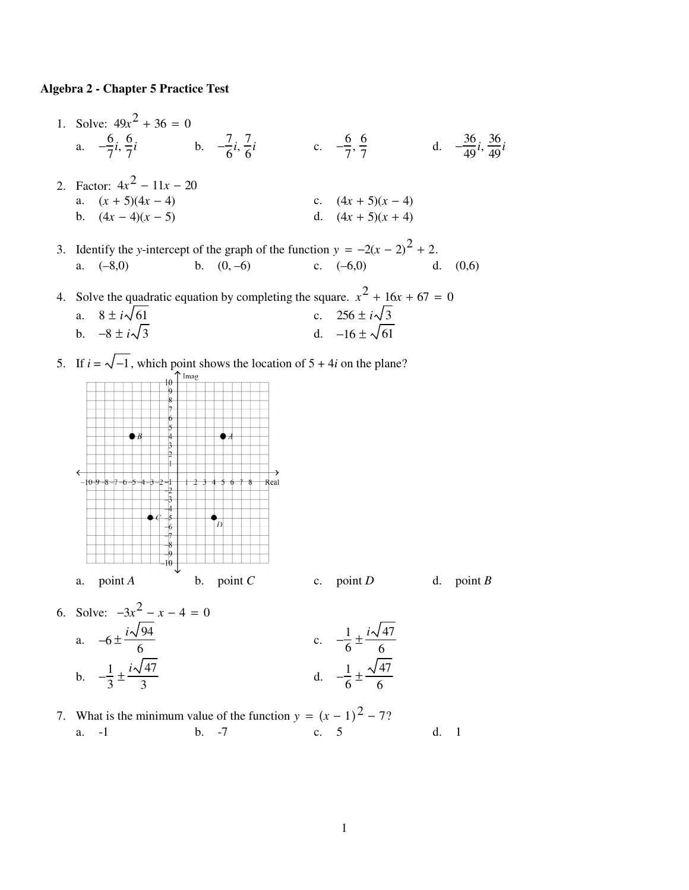**Algebra 2 - Chapter 5 Practice Test**

1. Solve: $49x^2 + 36 = 0$

   a. $-\frac{6}{7}i, \frac{6}{7}i$  b. $-\frac{7}{6}i, \frac{7}{6}i$  c. $-\frac{6}{7}, \frac{6}{7}$  d. $-\frac{36}{49}i, \frac{36}{49}i$

2. Factor: $4x^2 - 11x - 20$

   a. $(x + 5)(4x - 4)$  c. $(4x + 5)(x - 4)$

   b. $(4x - 4)(x - 5)$  d. $(4x + 5)(x + 4)$

3. Identify the $y$-intercept of the graph of the function $y = -2(x - 2)^2 + 2$.

   a. $(-8,0)$  b. $(0, -6)$  c. $(-6,0)$  d. $(0,6)$

4. Solve the quadratic equation by completing the square. $x^2 + 16x + 67 = 0$

   a. $8 \pm i\sqrt{61}$  c. $256 \pm i\sqrt{3}$

   b. $-8 \pm i\sqrt{3}$  d. $-16 \pm \sqrt{61}$

5. If $i = \sqrt{-1}$, which point shows the location of $5 + 4i$ on the plane?

   a. point $A$  b. point $C$  c. point $D$  d. point $B$

6. Solve: $-3x^2 - x - 4 = 0$

   a. $-6 \pm \frac{i\sqrt{94}}{6}$  c. $-\frac{1}{6} \pm \frac{i\sqrt{47}}{6}$

   b. $-\frac{1}{3} \pm \frac{i\sqrt{47}}{3}$  d. $-\frac{1}{6} \pm \frac{\sqrt{47}}{6}$

7. What is the minimum value of the function $y = (x - 1)^2 - 7$?

   a. -1  b. -7  c. 5  d. 1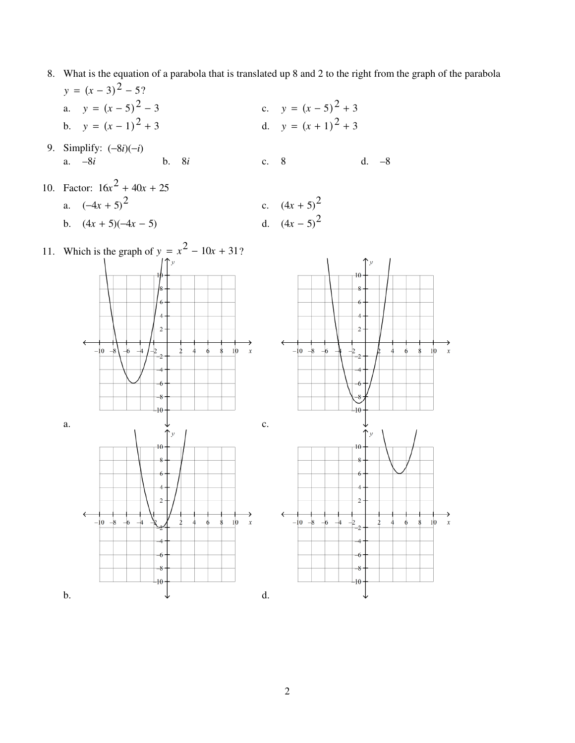8. What is the equation of a parabola that is translated up 8 and 2 to the right from the graph of the parabola $y = (x - 3)^2 - 5$?

   a. $y = (x - 5)^2 - 3$

   b. $y = (x - 1)^2 + 3$

   c. $y = (x - 5)^2 + 3$

   d. $y = (x + 1)^2 + 3$

9. Simplify: $(-8i)(-i)$

   a. $-8i$ b. $8i$ c. $8$ d. $-8$

10. Factor: $16x^2 + 40x + 25$

    a. $(-4x + 5)^2$

    b. $(4x + 5)(-4x - 5)$

    c. $(4x + 5)^2$

    d. $(4x - 5)^2$

11. Which is the graph of $y = x^2 - 10x + 31$?

    a.

    b.

    c.

    d.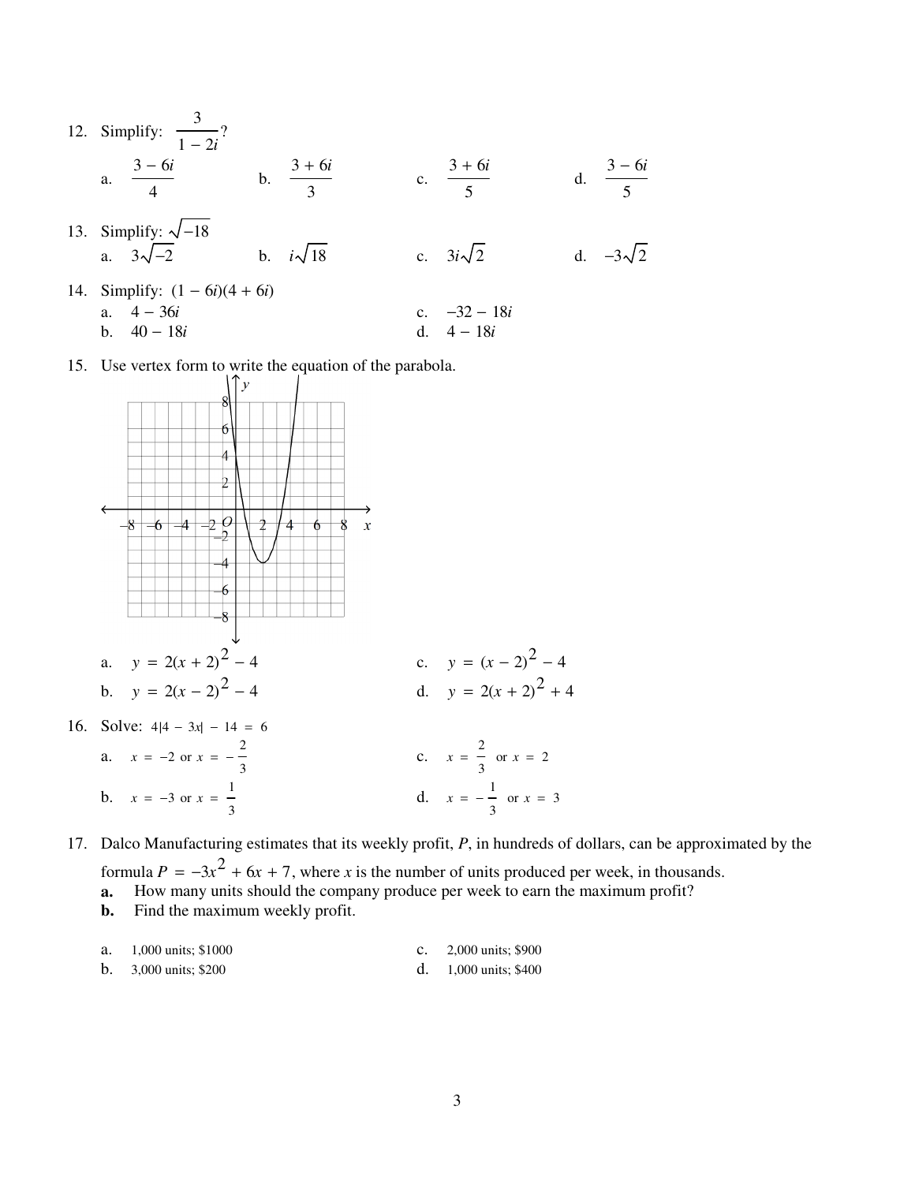12. Simplify: $\dfrac{3}{1 - 2i}$?

    a. $\dfrac{3 - 6i}{4}$ b. $\dfrac{3 + 6i}{3}$ c. $\dfrac{3 + 6i}{5}$ d. $\dfrac{3 - 6i}{5}$

13. Simplify: $\sqrt{-18}$

    a. $3\sqrt{-2}$ b. $i\sqrt{18}$ c. $3i\sqrt{2}$ d. $-3\sqrt{2}$

14. Simplify: $(1 - 6i)(4 + 6i)$

    a. $4 - 36i$ c. $-32 - 18i$
    b. $40 - 18i$ d. $4 - 18i$

15. Use vertex form to write the equation of the parabola.

    a. $y = 2(x + 2)^2 - 4$ c. $y = (x - 2)^2 - 4$
    b. $y = 2(x - 2)^2 - 4$ d. $y = 2(x + 2)^2 + 4$

16. Solve: $4|4 - 3x| - 14 = 6$

    a. $x = -2$ or $x = -\dfrac{2}{3}$ c. $x = \dfrac{2}{3}$ or $x = 2$
    b. $x = -3$ or $x = \dfrac{1}{3}$ d. $x = -\dfrac{1}{3}$ or $x = 3$

17. Dalco Manufacturing estimates that its weekly profit, $P$, in hundreds of dollars, can be approximated by the formula $P = -3x^2 + 6x + 7$, where $x$ is the number of units produced per week, in thousands.

    **a.** How many units should the company produce per week to earn the maximum profit?
    **b.** Find the maximum weekly profit.

    a. 1,000 units; \$1000 c. 2,000 units; \$900
    b. 3,000 units; \$200 d. 1,000 units; \$400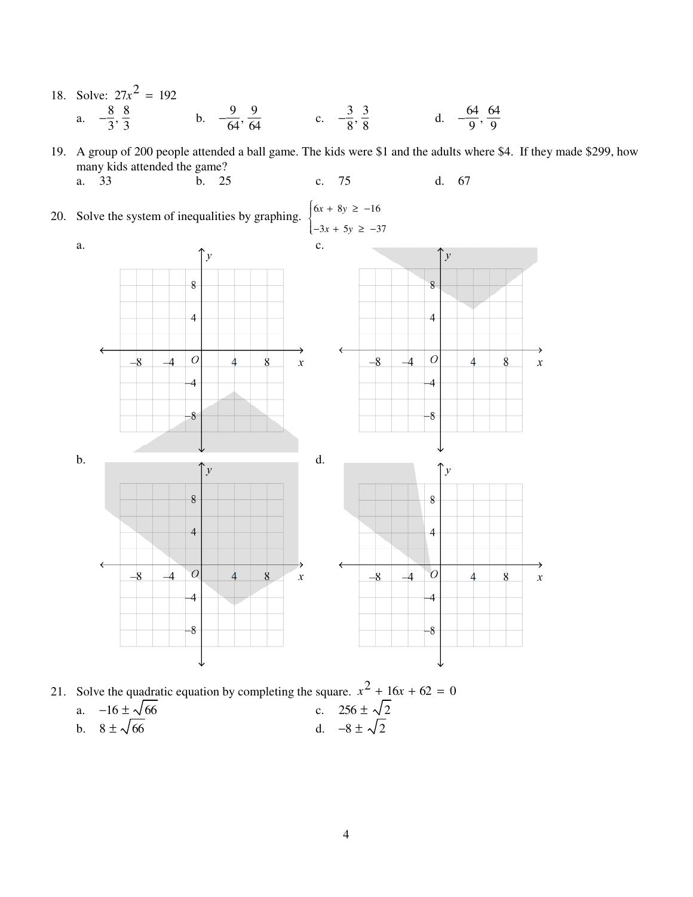18. Solve: $27x^2 = 192$

    a. $-\frac{8}{3}, \frac{8}{3}$  b. $-\frac{9}{64}, \frac{9}{64}$  c. $-\frac{3}{8}, \frac{3}{8}$  d. $-\frac{64}{9}, \frac{64}{9}$

19. A group of 200 people attended a ball game. The kids were $1 and the adults where $4. If they made $299, how many kids attended the game?

    a. 33  b. 25  c. 75  d. 67

20. Solve the system of inequalities by graphing. $\begin{cases} 6x + 8y \geq -16 \\ -3x + 5y \geq -37 \end{cases}$

    a.  c.

    b.  d.

21. Solve the quadratic equation by completing the square. $x^2 + 16x + 62 = 0$

    a. $-16 \pm \sqrt{66}$  c. $256 \pm \sqrt{2}$

    b. $8 \pm \sqrt{66}$  d. $-8 \pm \sqrt{2}$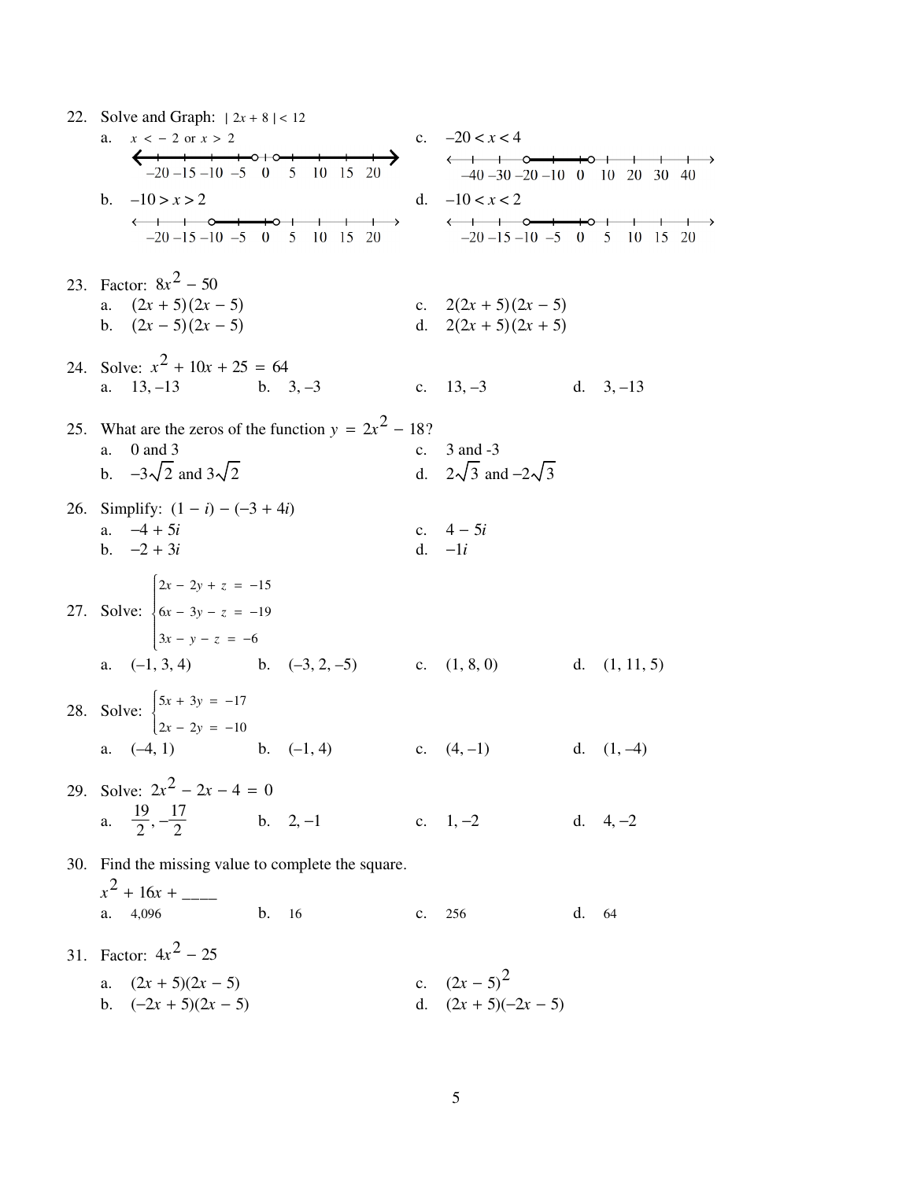22. Solve and Graph: $|2x + 8| < 12$

a. $x < -2$ or $x > 2$

c. $-20 < x < 4$

b. $-10 > x > 2$

d. $-10 < x < 2$

23. Factor: $8x^2 - 50$

a. $(2x + 5)(2x - 5)$

c. $2(2x + 5)(2x - 5)$

b. $(2x - 5)(2x - 5)$

d. $2(2x + 5)(2x + 5)$

24. Solve: $x^2 + 10x + 25 = 64$

a. $13, -13$   b. $3, -3$   c. $13, -3$   d. $3, -13$

25. What are the zeros of the function $y = 2x^2 - 18$?

a. 0 and 3

c. 3 and -3

b. $-3\sqrt{2}$ and $3\sqrt{2}$

d. $2\sqrt{3}$ and $-2\sqrt{3}$

26. Simplify: $(1 - i) - (-3 + 4i)$

a. $-4 + 5i$

c. $4 - 5i$

b. $-2 + 3i$

d. $-1i$

27. Solve: 
$$\begin{cases} 2x - 2y + z = -15 \\ 6x - 3y - z = -19 \\ 3x - y - z = -6 \end{cases}$$

a. $(-1, 3, 4)$   b. $(-3, 2, -5)$   c. $(1, 8, 0)$   d. $(1, 11, 5)$

28. Solve: 
$$\begin{cases} 5x + 3y = -17 \\ 2x - 2y = -10 \end{cases}$$

a. $(-4, 1)$   b. $(-1, 4)$   c. $(4, -1)$   d. $(1, -4)$

29. Solve: $2x^2 - 2x - 4 = 0$

a. $\frac{19}{2}, -\frac{17}{2}$   b. $2, -1$   c. $1, -2$   d. $4, -2$

30. Find the missing value to complete the square.

$x^2 + 16x +$ ____

a. 4,096   b. 16   c. 256   d. 64

31. Factor: $4x^2 - 25$

a. $(2x + 5)(2x - 5)$

c. $(2x - 5)^2$

b. $(-2x + 5)(2x - 5)$

d. $(2x + 5)(-2x - 5)$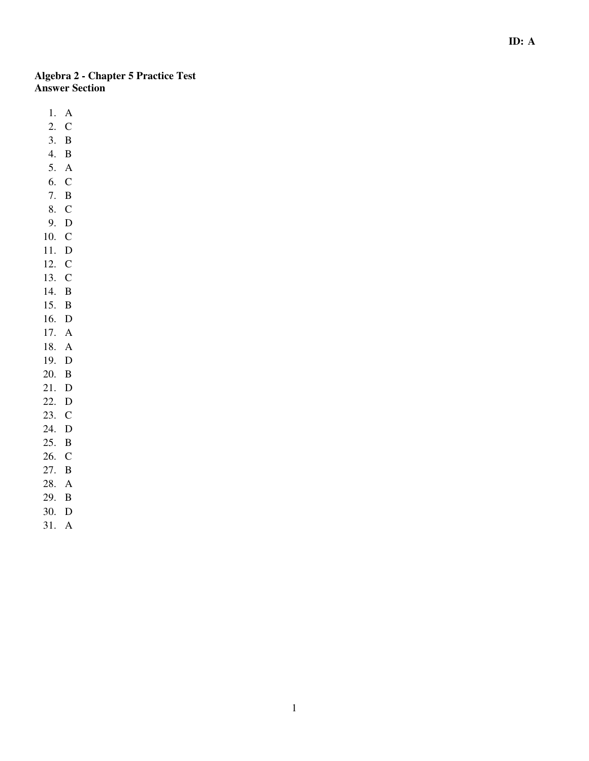ID: A

**Algebra 2 - Chapter 5 Practice Test**
**Answer Section**

1. A
2. C
3. B
4. B
5. A
6. C
7. B
8. C
9. D
10. C
11. D
12. C
13. C
14. B
15. B
16. D
17. A
18. A
19. D
20. B
21. D
22. D
23. C
24. D
25. B
26. C
27. B
28. A
29. B
30. D
31. A